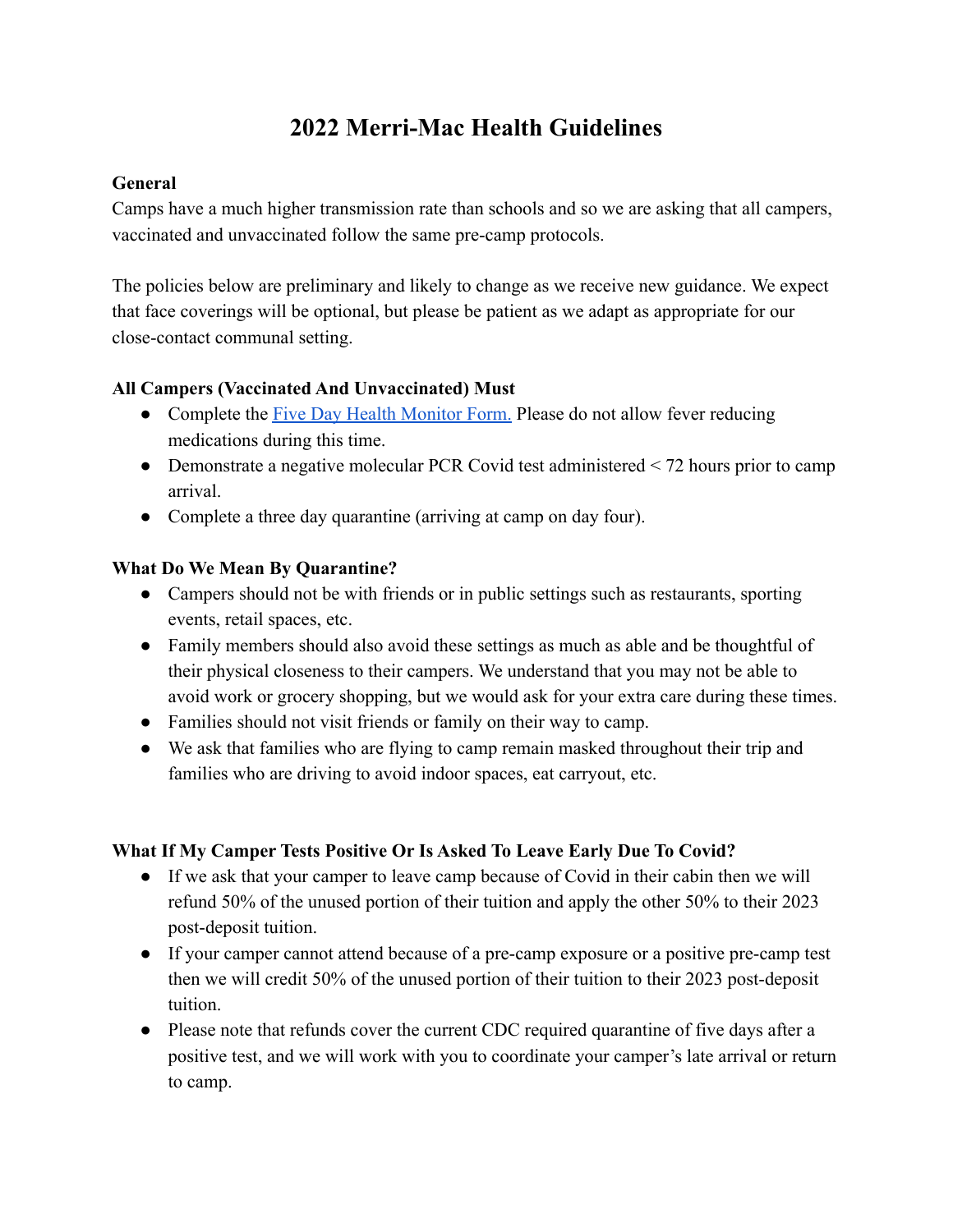# 2022 Merri-Mac Health Guidelines

**General**

Camps have a much higher transmission rate than schools and so we are asking that all campers, vaccinated and unvaccinated follow the same pre-camp protocols.

The policies below are preliminary and likely to change as we receive new guidance. We expect that face coverings will be optional, but please be patient as we adapt as appropriate for our close-contact communal setting.

**All Campers (Vaccinated And Unvaccinated) Must**

- Complete the Five Day Health Monitor Form. Please do not allow fever reducing medications during this time.
- Demonstrate a negative molecular PCR Covid test administered < 72 hours prior to camp arrival.
- Complete a three day quarantine (arriving at camp on day four).

**What Do We Mean By Quarantine?**

- Campers should not be with friends or in public settings such as restaurants, sporting events, retail spaces, etc.
- Family members should also avoid these settings as much as able and be thoughtful of their physical closeness to their campers. We understand that you may not be able to avoid work or grocery shopping, but we would ask for your extra care during these times.
- Families should not visit friends or family on their way to camp.
- We ask that families who are flying to camp remain masked throughout their trip and families who are driving to avoid indoor spaces, eat carryout, etc.

**What If My Camper Tests Positive Or Is Asked To Leave Early Due To Covid?**

- If we ask that your camper to leave camp because of Covid in their cabin then we will refund 50% of the unused portion of their tuition and apply the other 50% to their 2023 post-deposit tuition.
- If your camper cannot attend because of a pre-camp exposure or a positive pre-camp test then we will credit 50% of the unused portion of their tuition to their 2023 post-deposit tuition.
- Please note that refunds cover the current CDC required quarantine of five days after a positive test, and we will work with you to coordinate your camper's late arrival or return to camp.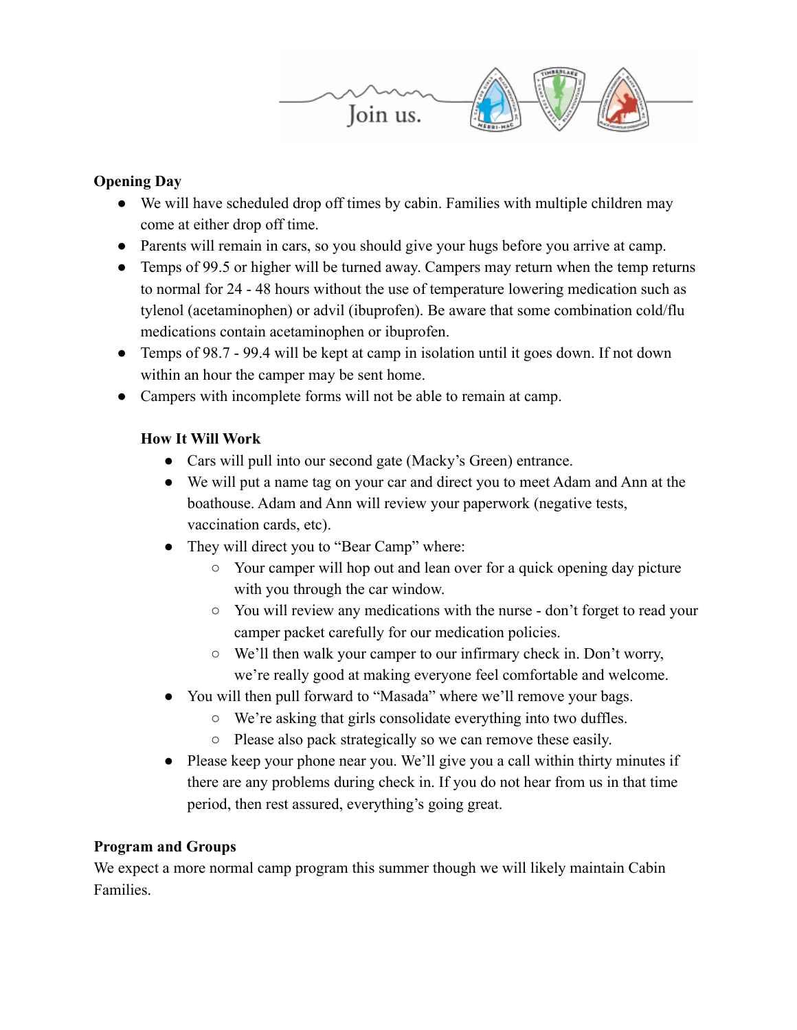**Opening Day**

- We will have scheduled drop off times by cabin. Families with multiple children may come at either drop off time.
- Parents will remain in cars, so you should give your hugs before you arrive at camp.
- Temps of 99.5 or higher will be turned away. Campers may return when the temp returns to normal for 24 - 48 hours without the use of temperature lowering medication such as tylenol (acetaminophen) or advil (ibuprofen). Be aware that some combination cold/flu medications contain acetaminophen or ibuprofen.
- Temps of 98.7 - 99.4 will be kept at camp in isolation until it goes down. If not down within an hour the camper may be sent home.
- Campers with incomplete forms will not be able to remain at camp.

**How It Will Work**

- Cars will pull into our second gate (Macky's Green) entrance.
- We will put a name tag on your car and direct you to meet Adam and Ann at the boathouse. Adam and Ann will review your paperwork (negative tests, vaccination cards, etc).
- They will direct you to "Bear Camp" where:
  - Your camper will hop out and lean over for a quick opening day picture with you through the car window.
  - You will review any medications with the nurse - don't forget to read your camper packet carefully for our medication policies.
  - We'll then walk your camper to our infirmary check in. Don't worry, we're really good at making everyone feel comfortable and welcome.
- You will then pull forward to "Masada" where we'll remove your bags.
  - We're asking that girls consolidate everything into two duffles.
  - Please also pack strategically so we can remove these easily.
- Please keep your phone near you. We'll give you a call within thirty minutes if there are any problems during check in. If you do not hear from us in that time period, then rest assured, everything's going great.

**Program and Groups**

We expect a more normal camp program this summer though we will likely maintain Cabin Families.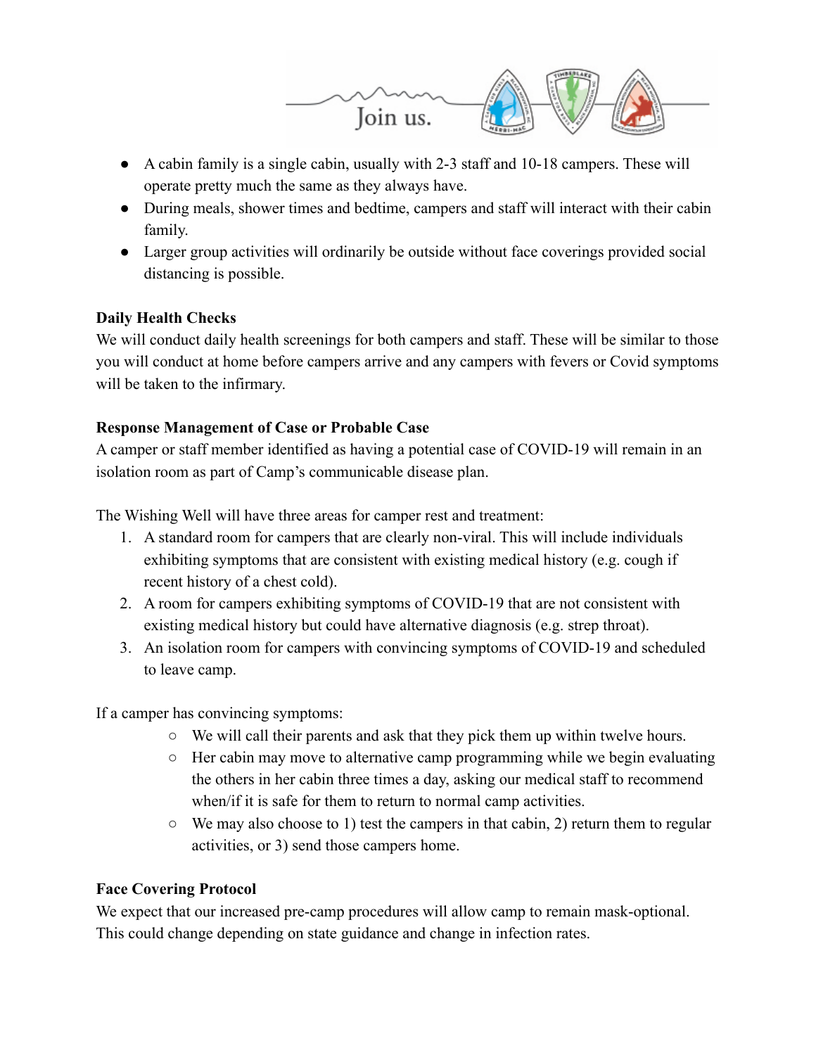- A cabin family is a single cabin, usually with 2-3 staff and 10-18 campers. These will operate pretty much the same as they always have.
- During meals, shower times and bedtime, campers and staff will interact with their cabin family.
- Larger group activities will ordinarily be outside without face coverings provided social distancing is possible.

**Daily Health Checks**

We will conduct daily health screenings for both campers and staff. These will be similar to those you will conduct at home before campers arrive and any campers with fevers or Covid symptoms will be taken to the infirmary.

**Response Management of Case or Probable Case**

A camper or staff member identified as having a potential case of COVID-19 will remain in an isolation room as part of Camp's communicable disease plan.

The Wishing Well will have three areas for camper rest and treatment:

1. A standard room for campers that are clearly non-viral. This will include individuals exhibiting symptoms that are consistent with existing medical history (e.g. cough if recent history of a chest cold).
2. A room for campers exhibiting symptoms of COVID-19 that are not consistent with existing medical history but could have alternative diagnosis (e.g. strep throat).
3. An isolation room for campers with convincing symptoms of COVID-19 and scheduled to leave camp.

If a camper has convincing symptoms:

- We will call their parents and ask that they pick them up within twelve hours.
- Her cabin may move to alternative camp programming while we begin evaluating the others in her cabin three times a day, asking our medical staff to recommend when/if it is safe for them to return to normal camp activities.
- We may also choose to 1) test the campers in that cabin, 2) return them to regular activities, or 3) send those campers home.

**Face Covering Protocol**

We expect that our increased pre-camp procedures will allow camp to remain mask-optional. This could change depending on state guidance and change in infection rates.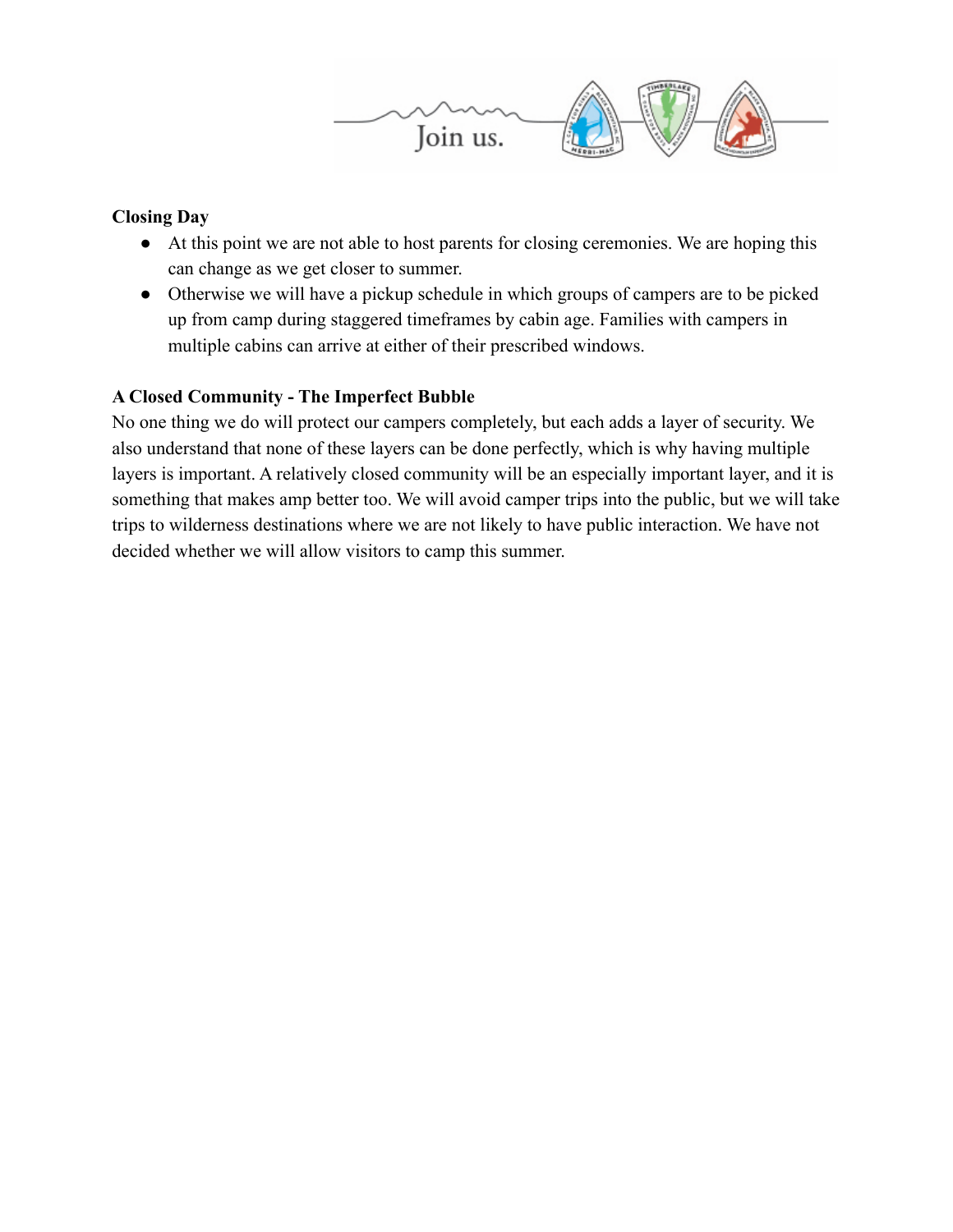**Closing Day**

- At this point we are not able to host parents for closing ceremonies. We are hoping this can change as we get closer to summer.
- Otherwise we will have a pickup schedule in which groups of campers are to be picked up from camp during staggered timeframes by cabin age. Families with campers in multiple cabins can arrive at either of their prescribed windows.

**A Closed Community - The Imperfect Bubble**

No one thing we do will protect our campers completely, but each adds a layer of security. We also understand that none of these layers can be done perfectly, which is why having multiple layers is important. A relatively closed community will be an especially important layer, and it is something that makes amp better too. We will avoid camper trips into the public, but we will take trips to wilderness destinations where we are not likely to have public interaction. We have not decided whether we will allow visitors to camp this summer.